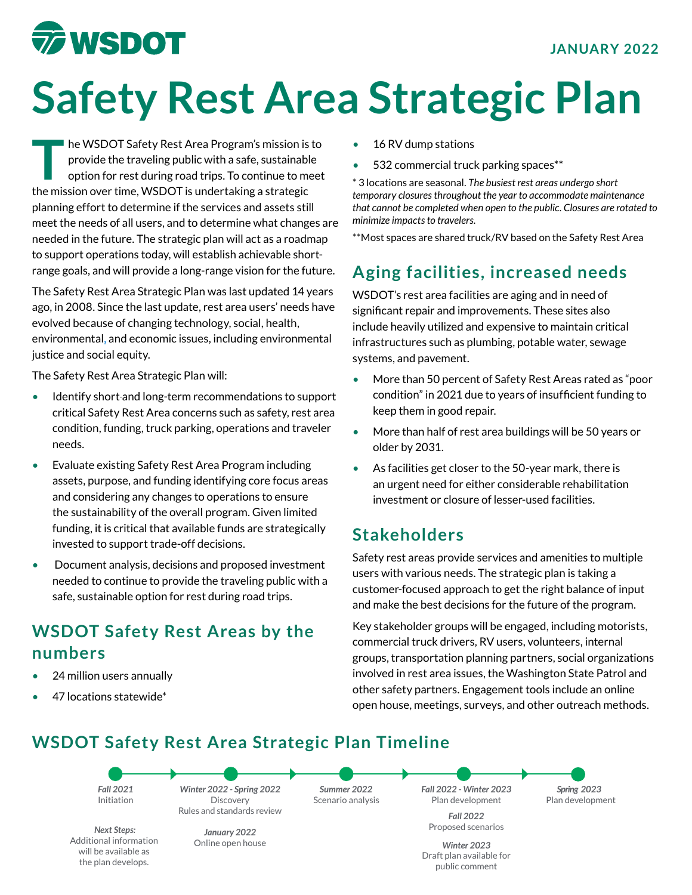WSDOT

JANUARY 2022

# Safety Rest Area Strategic Plan

The WSDOT Safety Rest Area Program's mission is to provide the traveling public with a safe, sustainable option for rest during road trips. To continue to meet the mission over time, WSDOT is undertaking a strategic planning effort to determine if the services and assets still meet the needs of all users, and to determine what changes are needed in the future. The strategic plan will act as a roadmap to support operations today, will establish achievable short-range goals, and will provide a long-range vision for the future.

The Safety Rest Area Strategic Plan was last updated 14 years ago, in 2008. Since the last update, rest area users' needs have evolved because of changing technology, social, health, environmental, and economic issues, including environmental justice and social equity.

The Safety Rest Area Strategic Plan will:

- Identify short-and long-term recommendations to support critical Safety Rest Area concerns such as safety, rest area condition, funding, truck parking, operations and traveler needs.
- Evaluate existing Safety Rest Area Program including assets, purpose, and funding identifying core focus areas and considering any changes to operations to ensure the sustainability of the overall program. Given limited funding, it is critical that available funds are strategically invested to support trade-off decisions.
- Document analysis, decisions and proposed investment needed to continue to provide the traveling public with a safe, sustainable option for rest during road trips.

## WSDOT Safety Rest Areas by the numbers

- 24 million users annually
- 47 locations statewide*
- 16 RV dump stations
- 532 commercial truck parking spaces**

* 3 locations are seasonal. *The busiest rest areas undergo short temporary closures throughout the year to accommodate maintenance that cannot be completed when open to the public. Closures are rotated to minimize impacts to travelers.*

**Most spaces are shared truck/RV based on the Safety Rest Area

## Aging facilities, increased needs

WSDOT's rest area facilities are aging and in need of significant repair and improvements. These sites also include heavily utilized and expensive to maintain critical infrastructures such as plumbing, potable water, sewage systems, and pavement.

- More than 50 percent of Safety Rest Areas rated as "poor condition" in 2021 due to years of insufficient funding to keep them in good repair.
- More than half of rest area buildings will be 50 years or older by 2031.
- As facilities get closer to the 50-year mark, there is an urgent need for either considerable rehabilitation investment or closure of lesser-used facilities.

## Stakeholders

Safety rest areas provide services and amenities to multiple users with various needs. The strategic plan is taking a customer-focused approach to get the right balance of input and make the best decisions for the future of the program.

Key stakeholder groups will be engaged, including motorists, commercial truck drivers, RV users, volunteers, internal groups, transportation planning partners, social organizations involved in rest area issues, the Washington State Patrol and other safety partners. Engagement tools include an online open house, meetings, surveys, and other outreach methods.

## WSDOT Safety Rest Area Strategic Plan Timeline

- *Fall 2021* — Initiation
  - *Next Steps:* Additional information will be available as the plan develops.
- *Winter 2022 - Spring 2022* — Discovery; Rules and standards review
  - *January 2022* — Online open house
- *Summer 2022* — Scenario analysis
- *Fall 2022 - Winter 2023* — Plan development
  - *Fall 2022* — Proposed scenarios
  - *Winter 2023* — Draft plan available for public comment
- *Spring 2023* — Plan development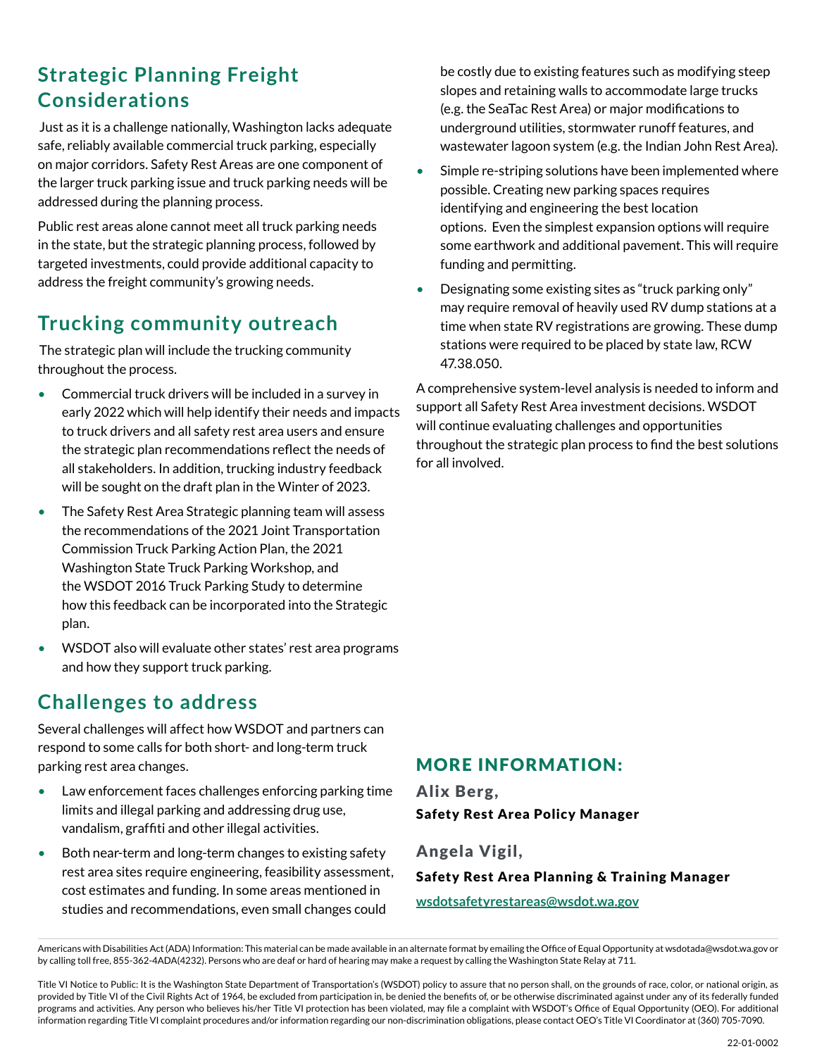## Strategic Planning Freight Considerations

Just as it is a challenge nationally, Washington lacks adequate safe, reliably available commercial truck parking, especially on major corridors. Safety Rest Areas are one component of the larger truck parking issue and truck parking needs will be addressed during the planning process.

Public rest areas alone cannot meet all truck parking needs in the state, but the strategic planning process, followed by targeted investments, could provide additional capacity to address the freight community's growing needs.

## Trucking community outreach

The strategic plan will include the trucking community throughout the process.

- Commercial truck drivers will be included in a survey in early 2022 which will help identify their needs and impacts to truck drivers and all safety rest area users and ensure the strategic plan recommendations reflect the needs of all stakeholders. In addition, trucking industry feedback will be sought on the draft plan in the Winter of 2023.
- The Safety Rest Area Strategic planning team will assess the recommendations of the 2021 Joint Transportation Commission Truck Parking Action Plan, the 2021 Washington State Truck Parking Workshop, and the WSDOT 2016 Truck Parking Study to determine how this feedback can be incorporated into the Strategic plan.
- WSDOT also will evaluate other states' rest area programs and how they support truck parking.

## Challenges to address

Several challenges will affect how WSDOT and partners can respond to some calls for both short- and long-term truck parking rest area changes.

- Law enforcement faces challenges enforcing parking time limits and illegal parking and addressing drug use, vandalism, graffiti and other illegal activities.
- Both near-term and long-term changes to existing safety rest area sites require engineering, feasibility assessment, cost estimates and funding. In some areas mentioned in studies and recommendations, even small changes could be costly due to existing features such as modifying steep slopes and retaining walls to accommodate large trucks (e.g. the SeaTac Rest Area) or major modifications to underground utilities, stormwater runoff features, and wastewater lagoon system (e.g. the Indian John Rest Area).
- Simple re-striping solutions have been implemented where possible. Creating new parking spaces requires identifying and engineering the best location options. Even the simplest expansion options will require some earthwork and additional pavement. This will require funding and permitting.
- Designating some existing sites as "truck parking only" may require removal of heavily used RV dump stations at a time when state RV registrations are growing. These dump stations were required to be placed by state law, RCW 47.38.050.

A comprehensive system-level analysis is needed to inform and support all Safety Rest Area investment decisions. WSDOT will continue evaluating challenges and opportunities throughout the strategic plan process to find the best solutions for all involved.

## MORE INFORMATION:

Alix Berg,
**Safety Rest Area Policy Manager**

Angela Vigil,
**Safety Rest Area Planning & Training Manager**

wsdotsafetyrestareas@wsdot.wa.gov

Americans with Disabilities Act (ADA) Information: This material can be made available in an alternate format by emailing the Office of Equal Opportunity at wsdotada@wsdot.wa.gov or by calling toll free, 855-362-4ADA(4232). Persons who are deaf or hard of hearing may make a request by calling the Washington State Relay at 711.

Title VI Notice to Public: It is the Washington State Department of Transportation's (WSDOT) policy to assure that no person shall, on the grounds of race, color, or national origin, as provided by Title VI of the Civil Rights Act of 1964, be excluded from participation in, be denied the benefits of, or be otherwise discriminated against under any of its federally funded programs and activities. Any person who believes his/her Title VI protection has been violated, may file a complaint with WSDOT's Office of Equal Opportunity (OEO). For additional information regarding Title VI complaint procedures and/or information regarding our non-discrimination obligations, please contact OEO's Title VI Coordinator at (360) 705-7090.

22-01-0002